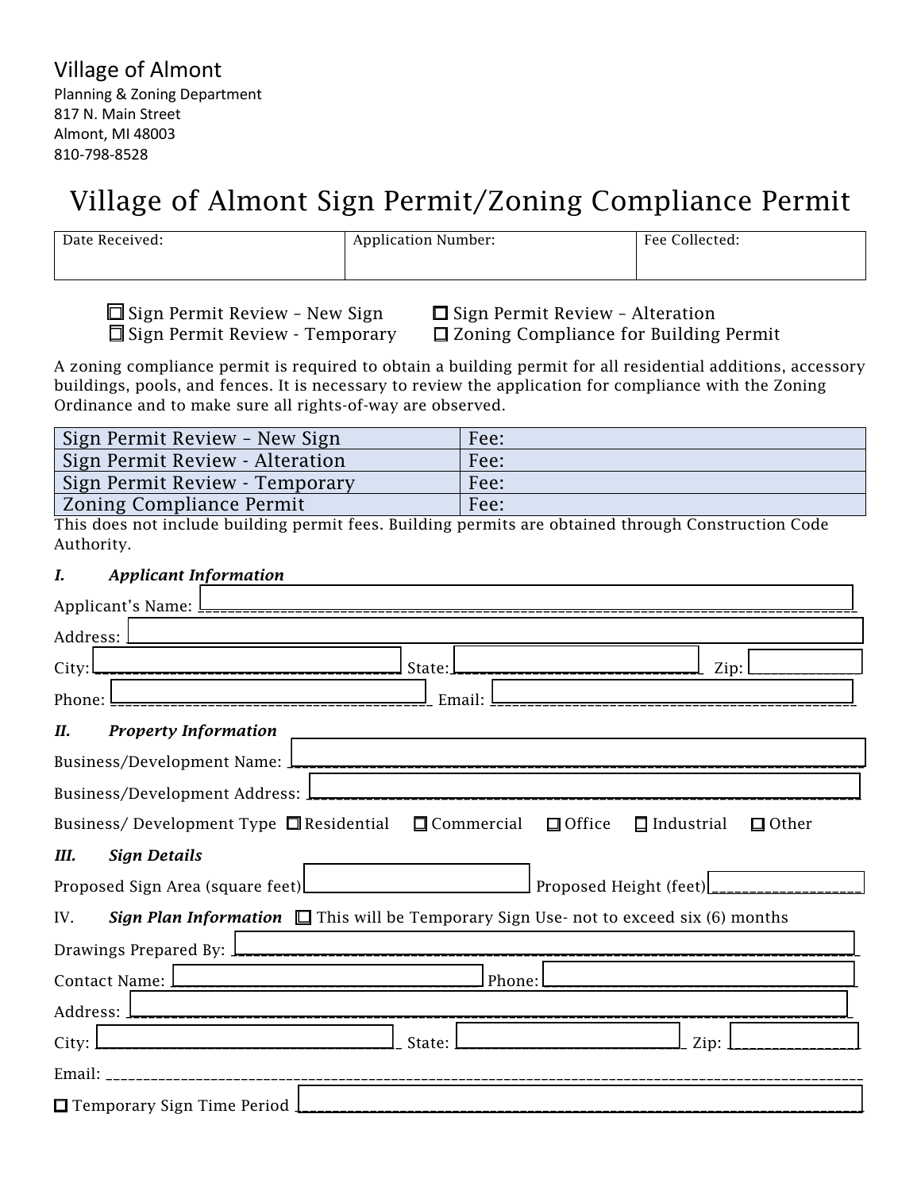Village of Almont
Planning & Zoning Department
817 N. Main Street
Almont, MI 48003
810-798-8528

# Village of Almont Sign Permit/Zoning Compliance Permit

| Date Received: | Application Number: | Fee Collected: |
|---|---|---|
| | | |

☐ Sign Permit Review – New Sign ☐ Sign Permit Review – Alteration
☐ Sign Permit Review - Temporary ☐ Zoning Compliance for Building Permit

A zoning compliance permit is required to obtain a building permit for all residential additions, accessory buildings, pools, and fences. It is necessary to review the application for compliance with the Zoning Ordinance and to make sure all rights-of-way are observed.

| | |
|---|---|
| Sign Permit Review – New Sign | Fee: |
| Sign Permit Review - Alteration | Fee: |
| Sign Permit Review - Temporary | Fee: |
| Zoning Compliance Permit | Fee: |

This does not include building permit fees. Building permits are obtained through Construction Code Authority.

### I. *Applicant Information*

Applicant's Name: ______________________________

Address: ______________________________

City: ______________ State: ______________ Zip: __________

Phone: ______________ Email: ______________

### II. *Property Information*

Business/Development Name: ______________________________

Business/Development Address: ______________________________

Business/ Development Type ☐ Residential ☐ Commercial ☐ Office ☐ Industrial ☐ Other

### III. *Sign Details*

Proposed Sign Area (square feet) ______________ Proposed Height (feet) ______________

### IV. *Sign Plan Information* ☐ This will be Temporary Sign Use- not to exceed six (6) months

Drawings Prepared By: ______________________________

Contact Name: ______________ Phone: ______________

Address: ______________________________

City: ______________ State: ______________ Zip: __________

Email: ______________________________

☐ Temporary Sign Time Period ______________________________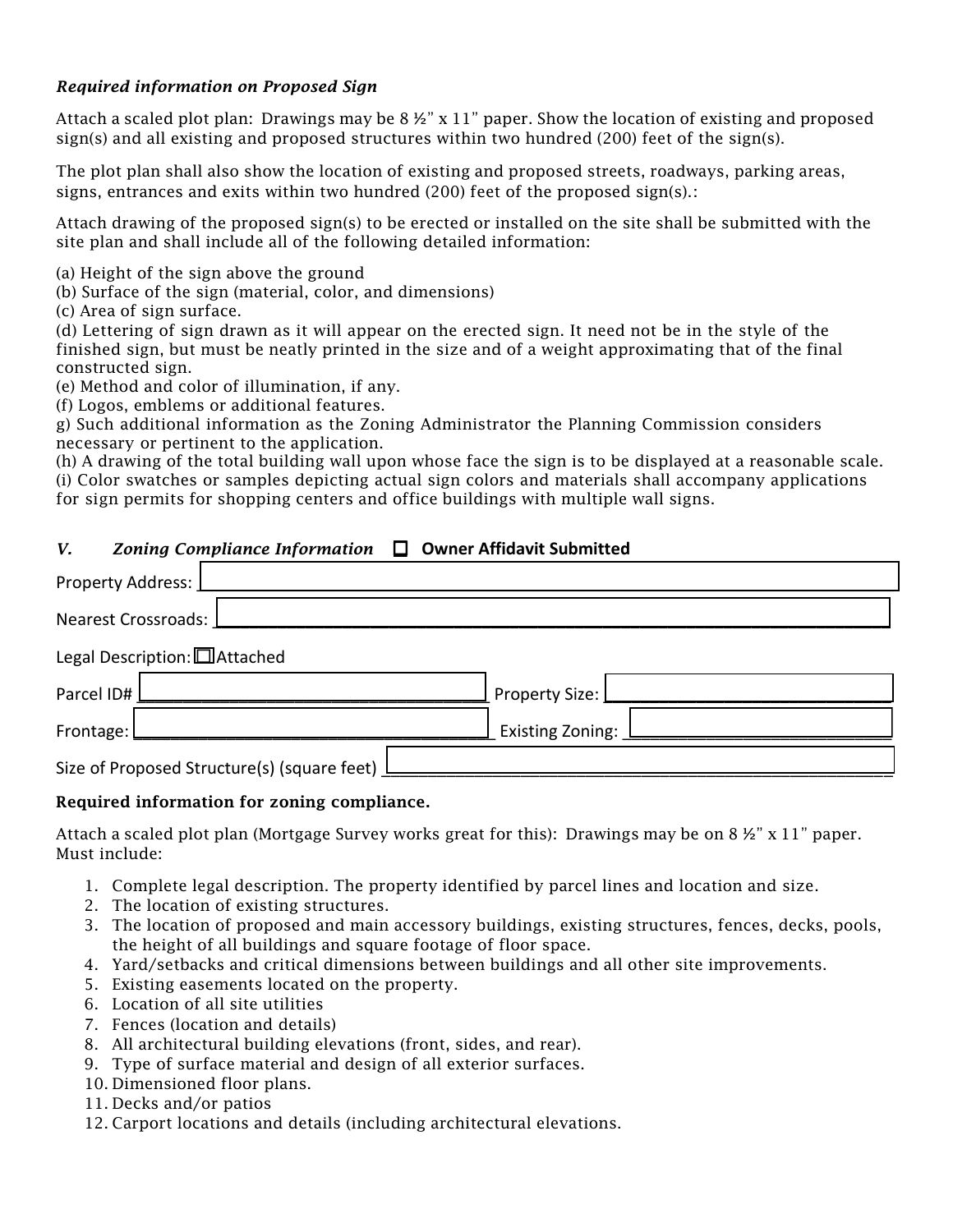***Required information on Proposed Sign***

Attach a scaled plot plan: Drawings may be 8 ½" x 11" paper. Show the location of existing and proposed sign(s) and all existing and proposed structures within two hundred (200) feet of the sign(s).

The plot plan shall also show the location of existing and proposed streets, roadways, parking areas, signs, entrances and exits within two hundred (200) feet of the proposed sign(s).:

Attach drawing of the proposed sign(s) to be erected or installed on the site shall be submitted with the site plan and shall include all of the following detailed information:

(a) Height of the sign above the ground
(b) Surface of the sign (material, color, and dimensions)
(c) Area of sign surface.
(d) Lettering of sign drawn as it will appear on the erected sign. It need not be in the style of the finished sign, but must be neatly printed in the size and of a weight approximating that of the final constructed sign.
(e) Method and color of illumination, if any.
(f) Logos, emblems or additional features.
g) Such additional information as the Zoning Administrator the Planning Commission considers necessary or pertinent to the application.
(h) A drawing of the total building wall upon whose face the sign is to be displayed at a reasonable scale.
(i) Color swatches or samples depicting actual sign colors and materials shall accompany applications for sign permits for shopping centers and office buildings with multiple wall signs.

### ***V. Zoning Compliance Information*** ☐ **Owner Affidavit Submitted**

Property Address: ______________________________________________

Nearest Crossroads: ______________________________________________

Legal Description: ☐ Attached

Parcel ID# ______________________ Property Size: ______________________

Frontage: ______________________ Existing Zoning: ______________________

Size of Proposed Structure(s) (square feet) ______________________

**Required information for zoning compliance.**

Attach a scaled plot plan (Mortgage Survey works great for this): Drawings may be on 8 ½" x 11" paper. Must include:

1. Complete legal description. The property identified by parcel lines and location and size.
2. The location of existing structures.
3. The location of proposed and main accessory buildings, existing structures, fences, decks, pools, the height of all buildings and square footage of floor space.
4. Yard/setbacks and critical dimensions between buildings and all other site improvements.
5. Existing easements located on the property.
6. Location of all site utilities
7. Fences (location and details)
8. All architectural building elevations (front, sides, and rear).
9. Type of surface material and design of all exterior surfaces.
10. Dimensioned floor plans.
11. Decks and/or patios
12. Carport locations and details (including architectural elevations.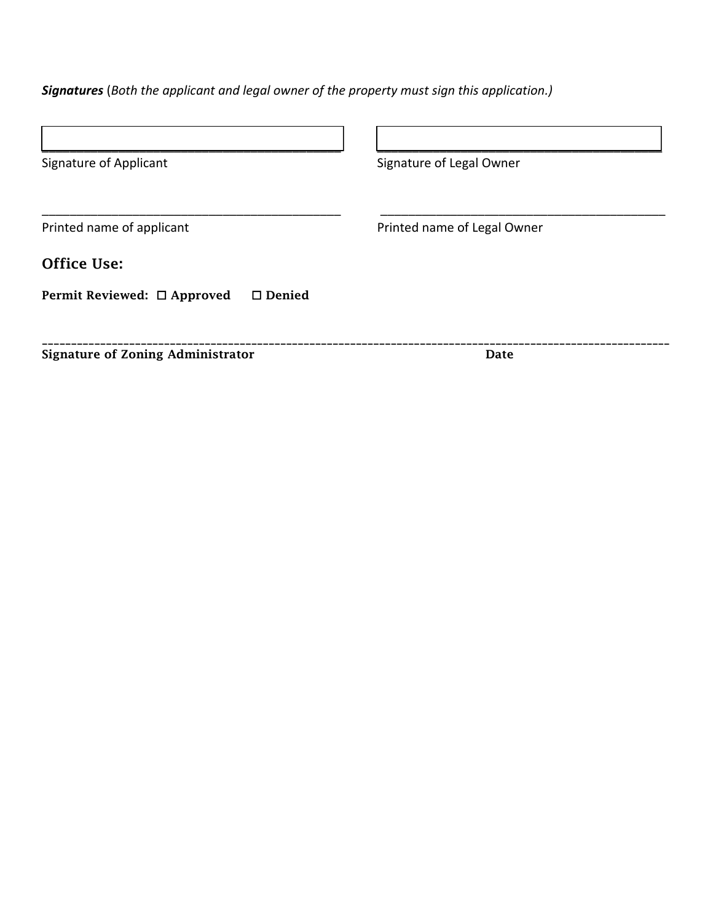***Signatures*** (*Both the applicant and legal owner of the property must sign this application.)*

| | |
|---|---|
| ________________________________________ | ________________________________________ |
| Signature of Applicant | Signature of Legal Owner |
| ________________________________________ | ________________________________________ |
| Printed name of applicant | Printed name of Legal Owner |

## Office Use:

**Permit Reviewed: ☐ Approved ☐ Denied**

________________________________________________________________________________

**Signature of Zoning Administrator** **Date**